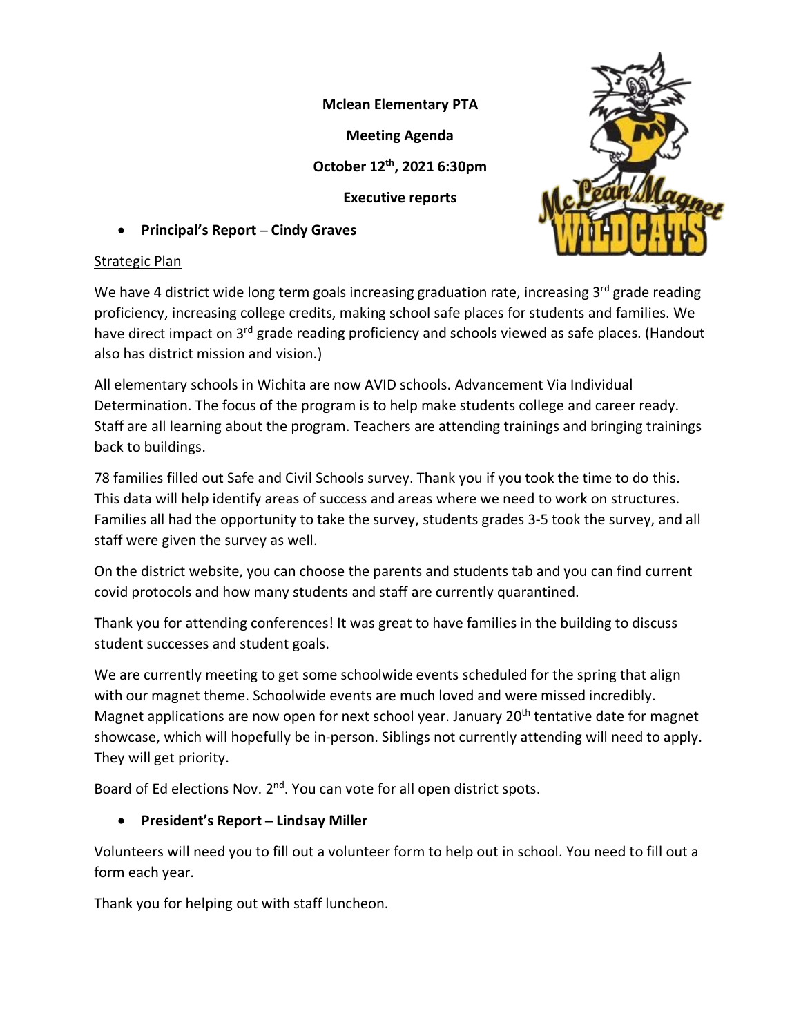**Mclean Elementary PTA**

**Meeting Agenda**

**October 12th, 2021 6:30pm**

**Executive reports**

- **Principal's Report – Cindy Graves**

Strategic Plan

We have 4 district wide long term goals increasing graduation rate, increasing 3rd grade reading proficiency, increasing college credits, making school safe places for students and families. We have direct impact on 3rd grade reading proficiency and schools viewed as safe places. (Handout also has district mission and vision.)

All elementary schools in Wichita are now AVID schools. Advancement Via Individual Determination. The focus of the program is to help make students college and career ready. Staff are all learning about the program. Teachers are attending trainings and bringing trainings back to buildings.

78 families filled out Safe and Civil Schools survey. Thank you if you took the time to do this. This data will help identify areas of success and areas where we need to work on structures. Families all had the opportunity to take the survey, students grades 3-5 took the survey, and all staff were given the survey as well.

On the district website, you can choose the parents and students tab and you can find current covid protocols and how many students and staff are currently quarantined.

Thank you for attending conferences! It was great to have families in the building to discuss student successes and student goals.

We are currently meeting to get some schoolwide events scheduled for the spring that align with our magnet theme. Schoolwide events are much loved and were missed incredibly. Magnet applications are now open for next school year. January 20th tentative date for magnet showcase, which will hopefully be in-person. Siblings not currently attending will need to apply. They will get priority.

Board of Ed elections Nov. 2nd. You can vote for all open district spots.

- **President's Report – Lindsay Miller**

Volunteers will need you to fill out a volunteer form to help out in school. You need to fill out a form each year.

Thank you for helping out with staff luncheon.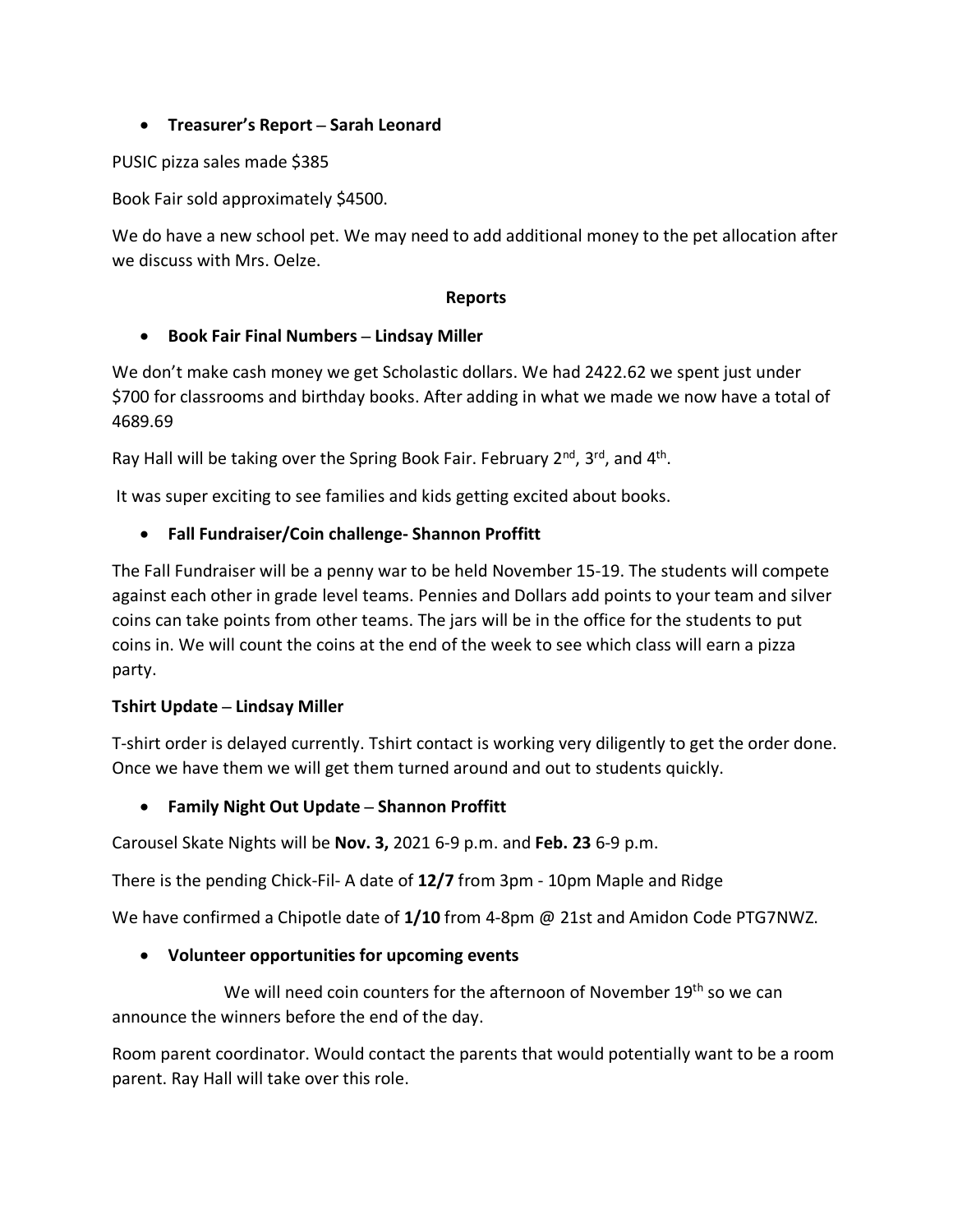- **Treasurer's Report – Sarah Leonard**

PUSIC pizza sales made $385

Book Fair sold approximately $4500.

We do have a new school pet. We may need to add additional money to the pet allocation after we discuss with Mrs. Oelze.

**Reports**

- **Book Fair Final Numbers – Lindsay Miller**

We don't make cash money we get Scholastic dollars. We had 2422.62 we spent just under $700 for classrooms and birthday books. After adding in what we made we now have a total of 4689.69

Ray Hall will be taking over the Spring Book Fair. February 2nd, 3rd, and 4th.

It was super exciting to see families and kids getting excited about books.

- **Fall Fundraiser/Coin challenge- Shannon Proffitt**

The Fall Fundraiser will be a penny war to be held November 15-19. The students will compete against each other in grade level teams. Pennies and Dollars add points to your team and silver coins can take points from other teams. The jars will be in the office for the students to put coins in. We will count the coins at the end of the week to see which class will earn a pizza party.

**Tshirt Update – Lindsay Miller**

T-shirt order is delayed currently. Tshirt contact is working very diligently to get the order done. Once we have them we will get them turned around and out to students quickly.

- **Family Night Out Update – Shannon Proffitt**

Carousel Skate Nights will be **Nov. 3,** 2021 6-9 p.m. and **Feb. 23** 6-9 p.m.

There is the pending Chick-Fil- A date of **12/7** from 3pm - 10pm Maple and Ridge

We have confirmed a Chipotle date of **1/10** from 4-8pm @ 21st and Amidon Code PTG7NWZ.

- **Volunteer opportunities for upcoming events**

We will need coin counters for the afternoon of November 19th so we can announce the winners before the end of the day.

Room parent coordinator. Would contact the parents that would potentially want to be a room parent. Ray Hall will take over this role.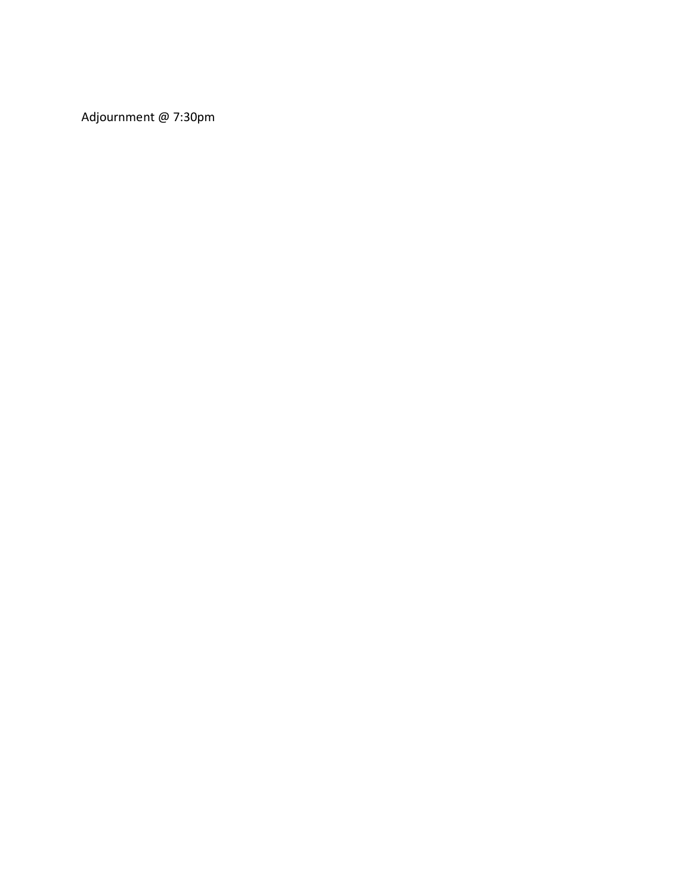Adjournment @ 7:30pm